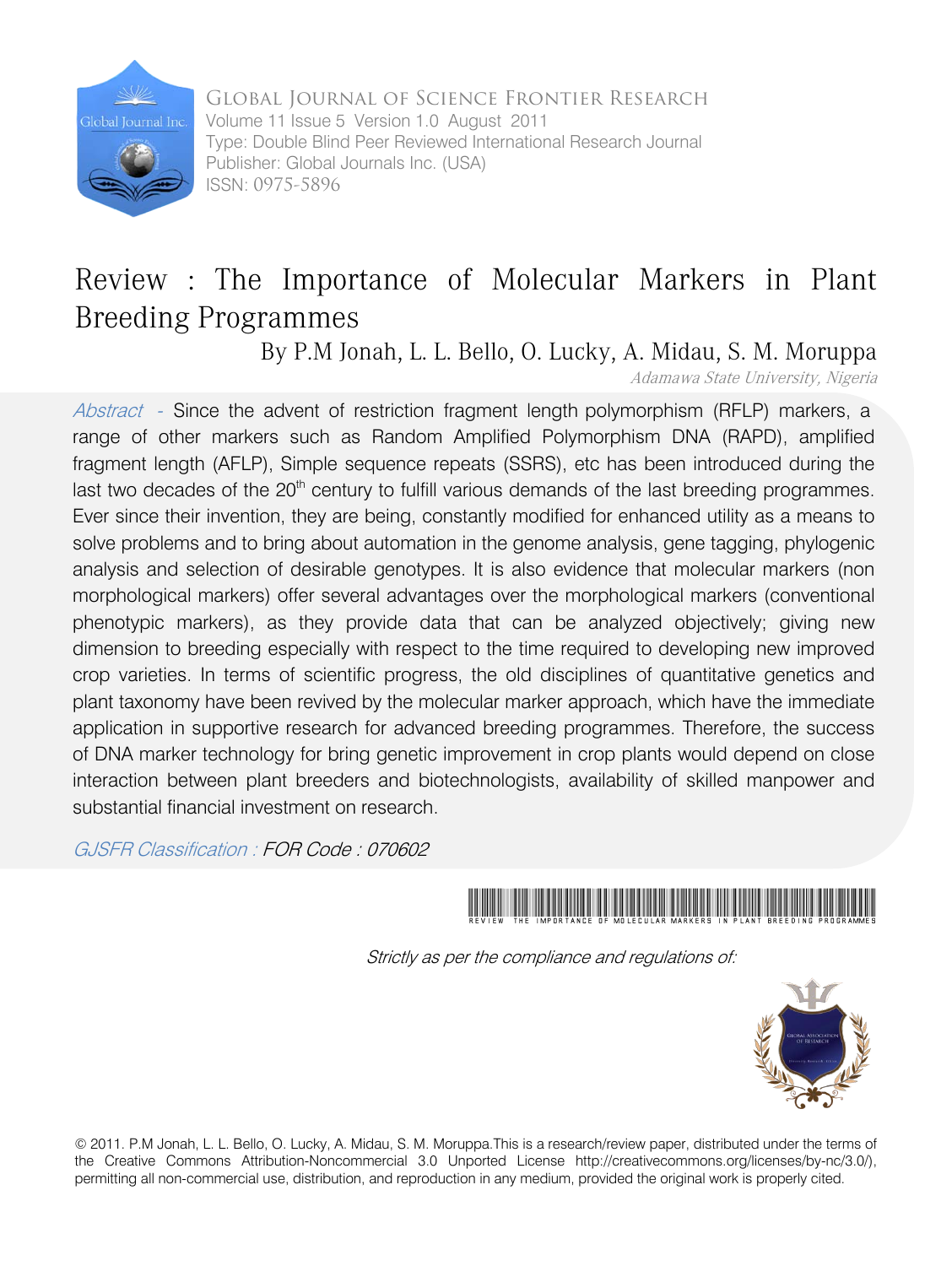Global Journal of Science Frontier Research
Volume 11 Issue 5 Version 1.0 August 2011
Type: Double Blind Peer Reviewed International Research Journal
Publisher: Global Journals Inc. (USA)
ISSN: 0975-5896

# Review : The Importance of Molecular Markers in Plant Breeding Programmes

By P.M Jonah, L. L. Bello, O. Lucky, A. Midau, S. M. Moruppa

*Adamawa State University, Nigeria*

*Abstract* - Since the advent of restriction fragment length polymorphism (RFLP) markers, a range of other markers such as Random Amplified Polymorphism DNA (RAPD), amplified fragment length (AFLP), Simple sequence repeats (SSRS), etc has been introduced during the last two decades of the 20th century to fulfill various demands of the last breeding programmes. Ever since their invention, they are being, constantly modified for enhanced utility as a means to solve problems and to bring about automation in the genome analysis, gene tagging, phylogenic analysis and selection of desirable genotypes. It is also evidence that molecular markers (non morphological markers) offer several advantages over the morphological markers (conventional phenotypic markers), as they provide data that can be analyzed objectively; giving new dimension to breeding especially with respect to the time required to developing new improved crop varieties. In terms of scientific progress, the old disciplines of quantitative genetics and plant taxonomy have been revived by the molecular marker approach, which have the immediate application in supportive research for advanced breeding programmes. Therefore, the success of DNA marker technology for bring genetic improvement in crop plants would depend on close interaction between plant breeders and biotechnologists, availability of skilled manpower and substantial financial investment on research.

*GJSFR Classification : FOR Code : 070602*

REVIEW THE IMPORTANCE OF MOLECULAR MARKERS IN PLANT BREEDING PROGRAMMES

*Strictly as per the compliance and regulations of:*

© 2011. P.M Jonah, L. L. Bello, O. Lucky, A. Midau, S. M. Moruppa.This is a research/review paper, distributed under the terms of the Creative Commons Attribution-Noncommercial 3.0 Unported License http://creativecommons.org/licenses/by-nc/3.0/), permitting all non-commercial use, distribution, and reproduction in any medium, provided the original work is properly cited.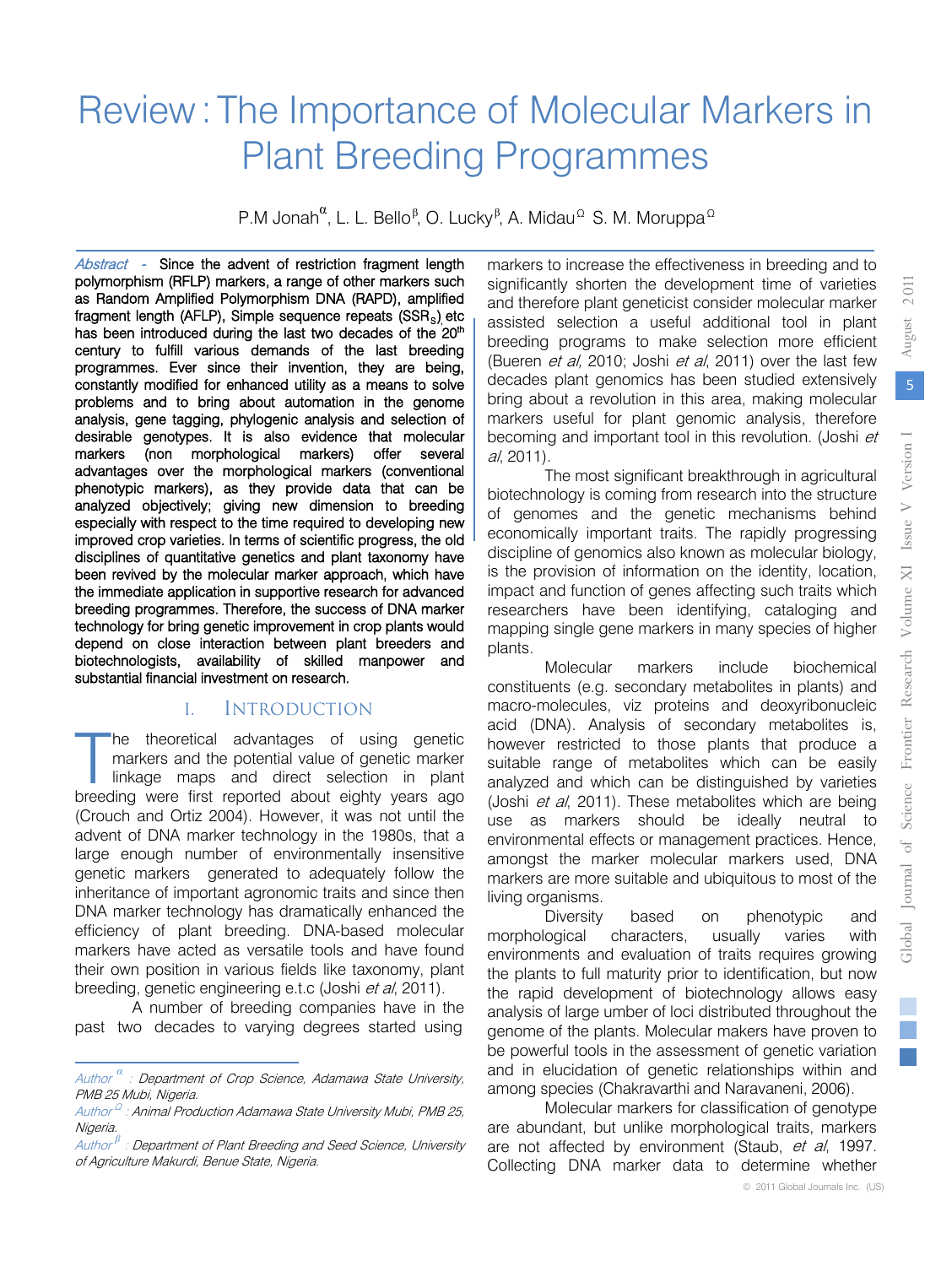# Review : The Importance of Molecular Markers in Plant Breeding Programmes

P.M Jonah[α], L. L. Bello[β], O. Lucky[β], A. Midau[Ω] S. M. Moruppa[Ω]

*Abstract -* Since the advent of restriction fragment length polymorphism (RFLP) markers, a range of other markers such as Random Amplified Polymorphism DNA (RAPD), amplified fragment length (AFLP), Simple sequence repeats ($SSR_S$) etc has been introduced during the last two decades of the 20[th] century to fulfill various demands of the last breeding programmes. Ever since their invention, they are being, constantly modified for enhanced utility as a means to solve problems and to bring about automation in the genome analysis, gene tagging, phylogenic analysis and selection of desirable genotypes. It is also evidence that molecular markers (non morphological markers) offer several advantages over the morphological markers (conventional phenotypic markers), as they provide data that can be analyzed objectively; giving new dimension to breeding especially with respect to the time required to developing new improved crop varieties. In terms of scientific progress, the old disciplines of quantitative genetics and plant taxonomy have been revived by the molecular marker approach, which have the immediate application in supportive research for advanced breeding programmes. Therefore, the success of DNA marker technology for bring genetic improvement in crop plants would depend on close interaction between plant breeders and biotechnologists, availability of skilled manpower and substantial financial investment on research.

## I. Introduction

The theoretical advantages of using genetic markers and the potential value of genetic marker linkage maps and direct selection in plant breeding were first reported about eighty years ago (Crouch and Ortiz 2004). However, it was not until the advent of DNA marker technology in the 1980s, that a large enough number of environmentally insensitive genetic markers generated to adequately follow the inheritance of important agronomic traits and since then DNA marker technology has dramatically enhanced the efficiency of plant breeding. DNA-based molecular markers have acted as versatile tools and have found their own position in various fields like taxonomy, plant breeding, genetic engineering e.t.c (Joshi *et al*, 2011).

A number of breeding companies have in the past two decades to varying degrees started using markers to increase the effectiveness in breeding and to significantly shorten the development time of varieties and therefore plant geneticist consider molecular marker assisted selection a useful additional tool in plant breeding programs to make selection more efficient (Bueren *et al*, 2010; Joshi *et al*, 2011) over the last few decades plant genomics has been studied extensively bring about a revolution in this area, making molecular markers useful for plant genomic analysis, therefore becoming and important tool in this revolution. (Joshi *et al*, 2011).

The most significant breakthrough in agricultural biotechnology is coming from research into the structure of genomes and the genetic mechanisms behind economically important traits. The rapidly progressing discipline of genomics also known as molecular biology, is the provision of information on the identity, location, impact and function of genes affecting such traits which researchers have been identifying, cataloging and mapping single gene markers in many species of higher plants.

Molecular markers include biochemical constituents (e.g. secondary metabolites in plants) and macro-molecules, viz proteins and deoxyribonucleic acid (DNA). Analysis of secondary metabolites is, however restricted to those plants that produce a suitable range of metabolites which can be easily analyzed and which can be distinguished by varieties (Joshi *et al*, 2011). These metabolites which are being use as markers should be ideally neutral to environmental effects or management practices. Hence, amongst the marker molecular markers used, DNA markers are more suitable and ubiquitous to most of the living organisms.

Diversity based on phenotypic and morphological characters, usually varies with environments and evaluation of traits requires growing the plants to full maturity prior to identification, but now the rapid development of biotechnology allows easy analysis of large umber of loci distributed throughout the genome of the plants. Molecular makers have proven to be powerful tools in the assessment of genetic variation and in elucidation of genetic relationships within and among species (Chakravarthi and Naravaneni, 2006).

Molecular markers for classification of genotype are abundant, but unlike morphological traits, markers are not affected by environment (Staub, *et al*, 1997. Collecting DNA marker data to determine whether

---

*Author [α] : Department of Crop Science, Adamawa State University, PMB 25 Mubi, Nigeria.*

*Author [Ω] : Animal Production Adamawa State University Mubi, PMB 25, Nigeria.*

*Author [β] : Department of Plant Breeding and Seed Science, University of Agriculture Makurdi, Benue State, Nigeria.*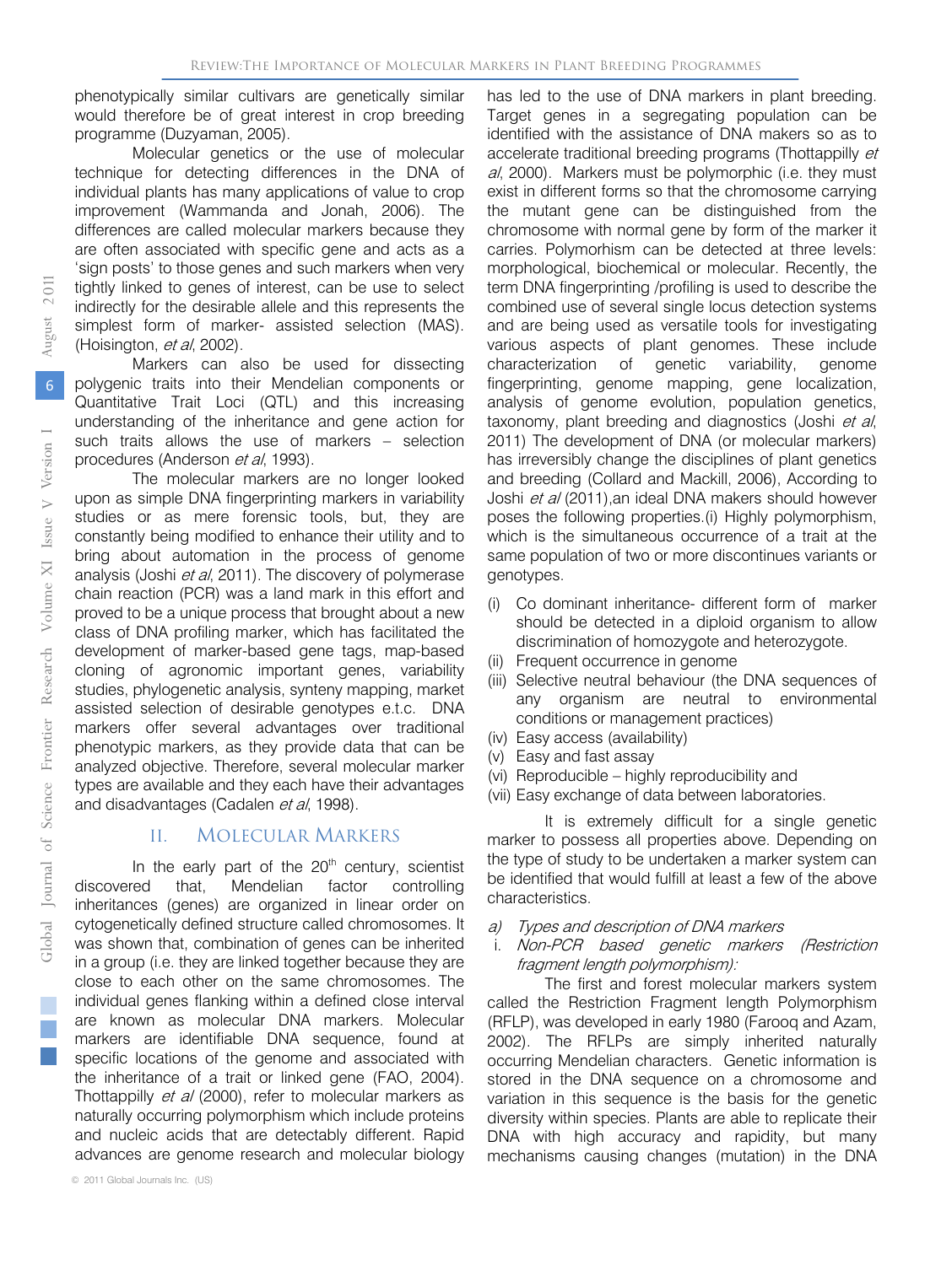phenotypically similar cultivars are genetically similar would therefore be of great interest in crop breeding programme (Duzyaman, 2005).

Molecular genetics or the use of molecular technique for detecting differences in the DNA of individual plants has many applications of value to crop improvement (Wammanda and Jonah, 2006). The differences are called molecular markers because they are often associated with specific gene and acts as a 'sign posts' to those genes and such markers when very tightly linked to genes of interest, can be use to select indirectly for the desirable allele and this represents the simplest form of marker- assisted selection (MAS). (Hoisington, *et al*, 2002).

Markers can also be used for dissecting polygenic traits into their Mendelian components or Quantitative Trait Loci (QTL) and this increasing understanding of the inheritance and gene action for such traits allows the use of markers – selection procedures (Anderson *et al*, 1993).

The molecular markers are no longer looked upon as simple DNA fingerprinting markers in variability studies or as mere forensic tools, but, they are constantly being modified to enhance their utility and to bring about automation in the process of genome analysis (Joshi *et al*, 2011). The discovery of polymerase chain reaction (PCR) was a land mark in this effort and proved to be a unique process that brought about a new class of DNA profiling marker, which has facilitated the development of marker-based gene tags, map-based cloning of agronomic important genes, variability studies, phylogenetic analysis, synteny mapping, market assisted selection of desirable genotypes e.t.c. DNA markers offer several advantages over traditional phenotypic markers, as they provide data that can be analyzed objective. Therefore, several molecular marker types are available and they each have their advantages and disadvantages (Cadalen *et al*, 1998).

## II. Molecular Markers

In the early part of the 20[th] century, scientist discovered that, Mendelian factor controlling inheritances (genes) are organized in linear order on cytogenetically defined structure called chromosomes. It was shown that, combination of genes can be inherited in a group (i.e. they are linked together because they are close to each other on the same chromosomes. The individual genes flanking within a defined close interval are known as molecular DNA markers. Molecular markers are identifiable DNA sequence, found at specific locations of the genome and associated with the inheritance of a trait or linked gene (FAO, 2004). Thottappilly *et al* (2000), refer to molecular markers as naturally occurring polymorphism which include proteins and nucleic acids that are detectably different. Rapid advances are genome research and molecular biology has led to the use of DNA markers in plant breeding. Target genes in a segregating population can be identified with the assistance of DNA makers so as to accelerate traditional breeding programs (Thottappilly *et al*, 2000). Markers must be polymorphic (i.e. they must exist in different forms so that the chromosome carrying the mutant gene can be distinguished from the chromosome with normal gene by form of the marker it carries. Polymorhism can be detected at three levels: morphological, biochemical or molecular. Recently, the term DNA fingerprinting /profiling is used to describe the combined use of several single locus detection systems and are being used as versatile tools for investigating various aspects of plant genomes. These include characterization of genetic variability, genome fingerprinting, genome mapping, gene localization, analysis of genome evolution, population genetics, taxonomy, plant breeding and diagnostics (Joshi *et al*, 2011) The development of DNA (or molecular markers) has irreversibly change the disciplines of plant genetics and breeding (Collard and Mackill, 2006), According to Joshi *et al* (2011),an ideal DNA makers should however poses the following properties.(i) Highly polymorphism, which is the simultaneous occurrence of a trait at the same population of two or more discontinues variants or genotypes.

(i) Co dominant inheritance- different form of marker should be detected in a diploid organism to allow discrimination of homozygote and heterozygote.
(ii) Frequent occurrence in genome
(iii) Selective neutral behaviour (the DNA sequences of any organism are neutral to environmental conditions or management practices)
(iv) Easy access (availability)
(v) Easy and fast assay
(vi) Reproducible – highly reproducibility and
(vii) Easy exchange of data between laboratories.

It is extremely difficult for a single genetic marker to possess all properties above. Depending on the type of study to be undertaken a marker system can be identified that would fulfill at least a few of the above characteristics.

### *a) Types and description of DNA markers*

#### *i. Non-PCR based genetic markers (Restriction fragment length polymorphism):*

The first and forest molecular markers system called the Restriction Fragment length Polymorphism (RFLP), was developed in early 1980 (Farooq and Azam, 2002). The RFLPs are simply inherited naturally occurring Mendelian characters. Genetic information is stored in the DNA sequence on a chromosome and variation in this sequence is the basis for the genetic diversity within species. Plants are able to replicate their DNA with high accuracy and rapidity, but many mechanisms causing changes (mutation) in the DNA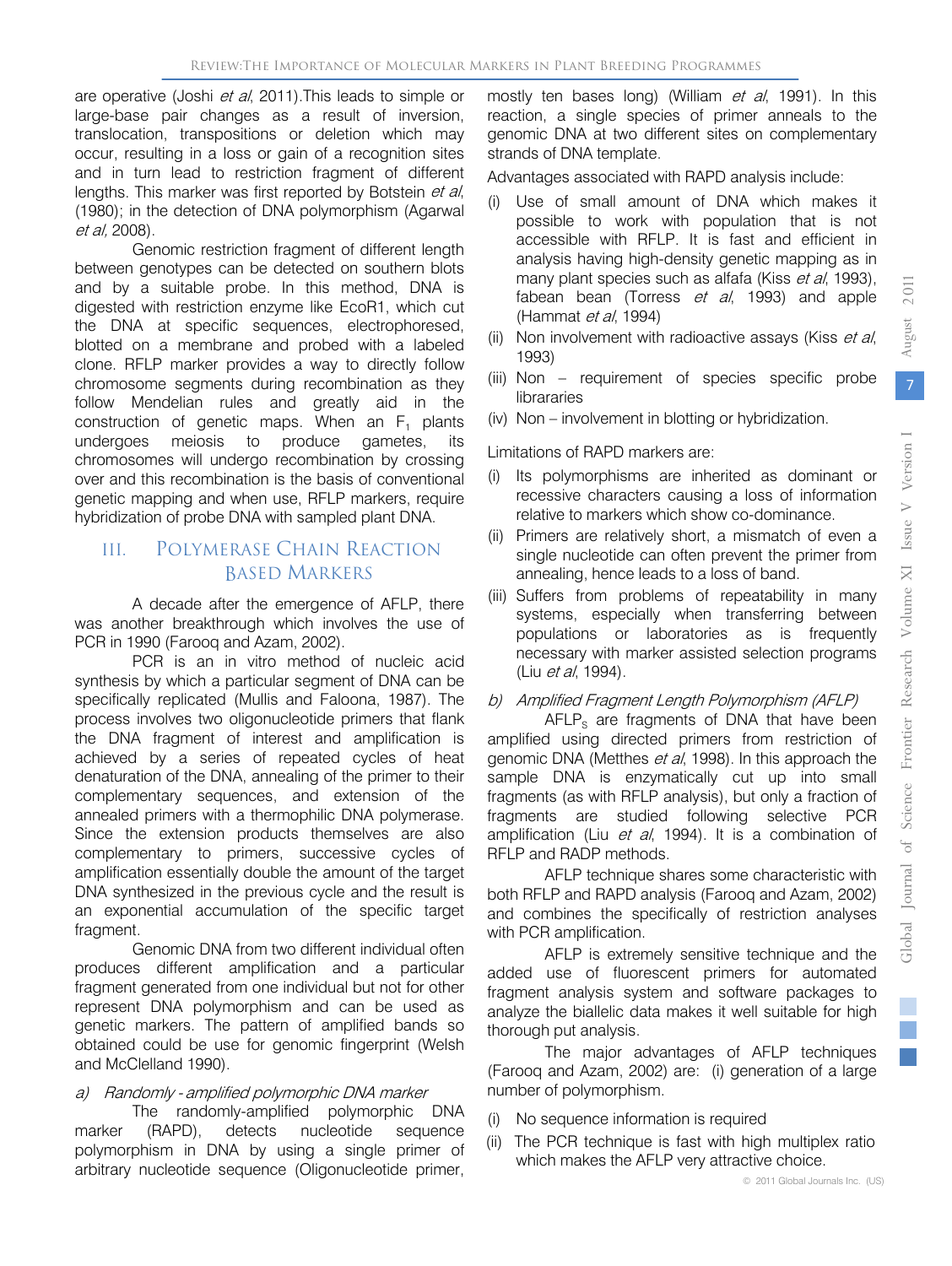are operative (Joshi *et al*, 2011).This leads to simple or large-base pair changes as a result of inversion, translocation, transpositions or deletion which may occur, resulting in a loss or gain of a recognition sites and in turn lead to restriction fragment of different lengths. This marker was first reported by Botstein *et al*, (1980); in the detection of DNA polymorphism (Agarwal *et al*, 2008).

Genomic restriction fragment of different length between genotypes can be detected on southern blots and by a suitable probe. In this method, DNA is digested with restriction enzyme like EcoR1, which cut the DNA at specific sequences, electrophoresed, blotted on a membrane and probed with a labeled clone. RFLP marker provides a way to directly follow chromosome segments during recombination as they follow Mendelian rules and greatly aid in the construction of genetic maps. When an $F_1$ plants undergoes meiosis to produce gametes, its chromosomes will undergo recombination by crossing over and this recombination is the basis of conventional genetic mapping and when use, RFLP markers, require hybridization of probe DNA with sampled plant DNA.

## III. Polymerase Chain Reaction Based Markers

A decade after the emergence of AFLP, there was another breakthrough which involves the use of PCR in 1990 (Farooq and Azam, 2002).

PCR is an in vitro method of nucleic acid synthesis by which a particular segment of DNA can be specifically replicated (Mullis and Faloona, 1987). The process involves two oligonucleotide primers that flank the DNA fragment of interest and amplification is achieved by a series of repeated cycles of heat denaturation of the DNA, annealing of the primer to their complementary sequences, and extension of the annealed primers with a thermophilic DNA polymerase. Since the extension products themselves are also complementary to primers, successive cycles of amplification essentially double the amount of the target DNA synthesized in the previous cycle and the result is an exponential accumulation of the specific target fragment.

Genomic DNA from two different individual often produces different amplification and a particular fragment generated from one individual but not for other represent DNA polymorphism and can be used as genetic markers. The pattern of amplified bands so obtained could be use for genomic fingerprint (Welsh and McClelland 1990).

### *a) Randomly - amplified polymorphic DNA marker*

The randomly-amplified polymorphic DNA marker (RAPD), detects nucleotide sequence polymorphism in DNA by using a single primer of arbitrary nucleotide sequence (Oligonucleotide primer, mostly ten bases long) (William *et al*, 1991). In this reaction, a single species of primer anneals to the genomic DNA at two different sites on complementary strands of DNA template.

Advantages associated with RAPD analysis include:

(i) Use of small amount of DNA which makes it possible to work with population that is not accessible with RFLP. It is fast and efficient in analysis having high-density genetic mapping as in many plant species such as alfafa (Kiss *et al*, 1993), fabean bean (Torress *et al*, 1993) and apple (Hammat *et al*, 1994)
(ii) Non involvement with radioactive assays (Kiss *et al*, 1993)
(iii) Non – requirement of species specific probe libraraies
(iv) Non – involvement in blotting or hybridization.

Limitations of RAPD markers are:

(i) Its polymorphisms are inherited as dominant or recessive characters causing a loss of information relative to markers which show co-dominance.
(ii) Primers are relatively short, a mismatch of even a single nucleotide can often prevent the primer from annealing, hence leads to a loss of band.
(iii) Suffers from problems of repeatability in many systems, especially when transferring between populations or laboratories as is frequently necessary with marker assisted selection programs (Liu *et al*, 1994).

### *b) Amplified Fragment Length Polymorphism (AFLP)*

$AFLP_S$ are fragments of DNA that have been amplified using directed primers from restriction of genomic DNA (Metthes *et al*, 1998). In this approach the sample DNA is enzymatically cut up into small fragments (as with RFLP analysis), but only a fraction of fragments are studied following selective PCR amplification (Liu *et al*, 1994). It is a combination of RFLP and RADP methods.

AFLP technique shares some characteristic with both RFLP and RAPD analysis (Farooq and Azam, 2002) and combines the specifically of restriction analyses with PCR amplification.

AFLP is extremely sensitive technique and the added use of fluorescent primers for automated fragment analysis system and software packages to analyze the biallelic data makes it well suitable for high thorough put analysis.

The major advantages of AFLP techniques (Farooq and Azam, 2002) are: (i) generation of a large number of polymorphism.

(i) No sequence information is required
(ii) The PCR technique is fast with high multiplex ratio which makes the AFLP very attractive choice.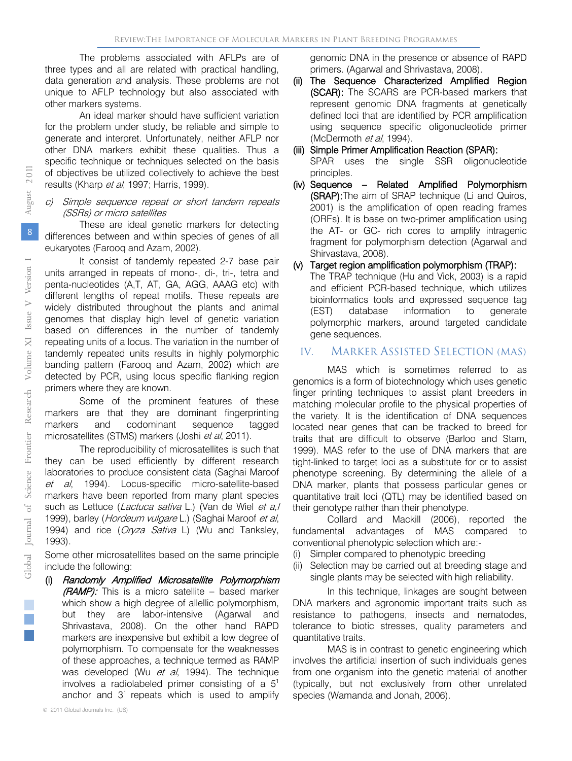The problems associated with AFLPs are of three types and all are related with practical handling, data generation and analysis. These problems are not unique to AFLP technology but also associated with other markers systems.

An ideal marker should have sufficient variation for the problem under study, be reliable and simple to generate and interpret. Unfortunately, neither AFLP nor other DNA markers exhibit these qualities. Thus a specific technique or techniques selected on the basis of objectives be utilized collectively to achieve the best results (Kharp *et al*, 1997; Harris, 1999).

*c) Simple sequence repeat or short tandem repeats (SSRs) or micro satellites*

These are ideal genetic markers for detecting differences between and within species of genes of all eukaryotes (Farooq and Azam, 2002).

It consist of tandemly repeated 2-7 base pair units arranged in repeats of mono-, di-, tri-, tetra and penta-nucleotides (A,T, AT, GA, AGG, AAAG etc) with different lengths of repeat motifs. These repeats are widely distributed throughout the plants and animal genomes that display high level of genetic variation based on differences in the number of tandemly repeating units of a locus. The variation in the number of tandemly repeated units results in highly polymorphic banding pattern (Farooq and Azam, 2002) which are detected by PCR, using locus specific flanking region primers where they are known.

Some of the prominent features of these markers are that they are dominant fingerprinting markers and codominant sequence tagged microsatellites (STMS) markers (Joshi *et al*, 2011).

The reproducibility of microsatellites is such that they can be used efficiently by different research laboratories to produce consistent data (Saghai Maroof *et al*, 1994). Locus-specific micro-satellite-based markers have been reported from many plant species such as Lettuce (*Lactuca sativa* L.) (Van de Wiel *et a,l* 1999), barley (*Hordeum vulgare* L.) (Saghai Maroof *et al*, 1994) and rice (*Oryza Sativa* L) (Wu and Tanksley, 1993).

Some other microsatellites based on the same principle include the following:

(i) ***Randomly Amplified Microsatellite Polymorphism (RAMP):*** This is a micro satellite – based marker which show a high degree of allelic polymorphism, but they are labor-intensive (Agarwal and Shrivastava, 2008). On the other hand RAPD markers are inexpensive but exhibit a low degree of polymorphism. To compensate for the weaknesses of these approaches, a technique termed as RAMP was developed (Wu *et al*, 1994). The technique involves a radiolabeled primer consisting of a 5[1] anchor and 3[1] repeats which is used to amplify genomic DNA in the presence or absence of RAPD primers. (Agarwal and Shrivastava, 2008).

(ii) **The Sequence Characterized Amplified Region (SCAR):** The SCARS are PCR-based markers that represent genomic DNA fragments at genetically defined loci that are identified by PCR amplification using sequence specific oligonucleotide primer (McDermoth *et al*, 1994).

(iii) **Simple Primer Amplification Reaction (SPAR):** SPAR uses the single SSR oligonucleotide principles.

(iv) **Sequence – Related Amplified Polymorphism (SRAP):** The aim of SRAP technique (Li and Quiros, 2001) is the amplification of open reading frames (ORFs). It is base on two-primer amplification using the AT- or GC- rich cores to amplify intragenic fragment for polymorphism detection (Agarwal and Shirvastava, 2008).

(v) **Target region amplification polymorphism (TRAP):** The TRAP technique (Hu and Vick, 2003) is a rapid and efficient PCR-based technique, which utilizes bioinformatics tools and expressed sequence tag (EST) database information to generate polymorphic markers, around targeted candidate gene sequences.

## IV. Marker Assisted Selection (MAS)

MAS which is sometimes referred to as genomics is a form of biotechnology which uses genetic finger printing techniques to assist plant breeders in matching molecular profile to the physical properties of the variety. It is the identification of DNA sequences located near genes that can be tracked to breed for traits that are difficult to observe (Barloo and Stam, 1999). MAS refer to the use of DNA markers that are tight-linked to target loci as a substitute for or to assist phenotype screening. By determining the allele of a DNA marker, plants that possess particular genes or quantitative trait loci (QTL) may be identified based on their genotype rather than their phenotype.

Collard and Mackill (2006), reported the fundamental advantages of MAS compared to conventional phenotypic selection which are:-

(i) Simpler compared to phenotypic breeding
(ii) Selection may be carried out at breeding stage and single plants may be selected with high reliability.

In this technique, linkages are sought between DNA markers and agronomic important traits such as resistance to pathogens, insects and nematodes, tolerance to biotic stresses, quality parameters and quantitative traits.

MAS is in contrast to genetic engineering which involves the artificial insertion of such individuals genes from one organism into the genetic material of another (typically, but not exclusively from other unrelated species (Wamanda and Jonah, 2006).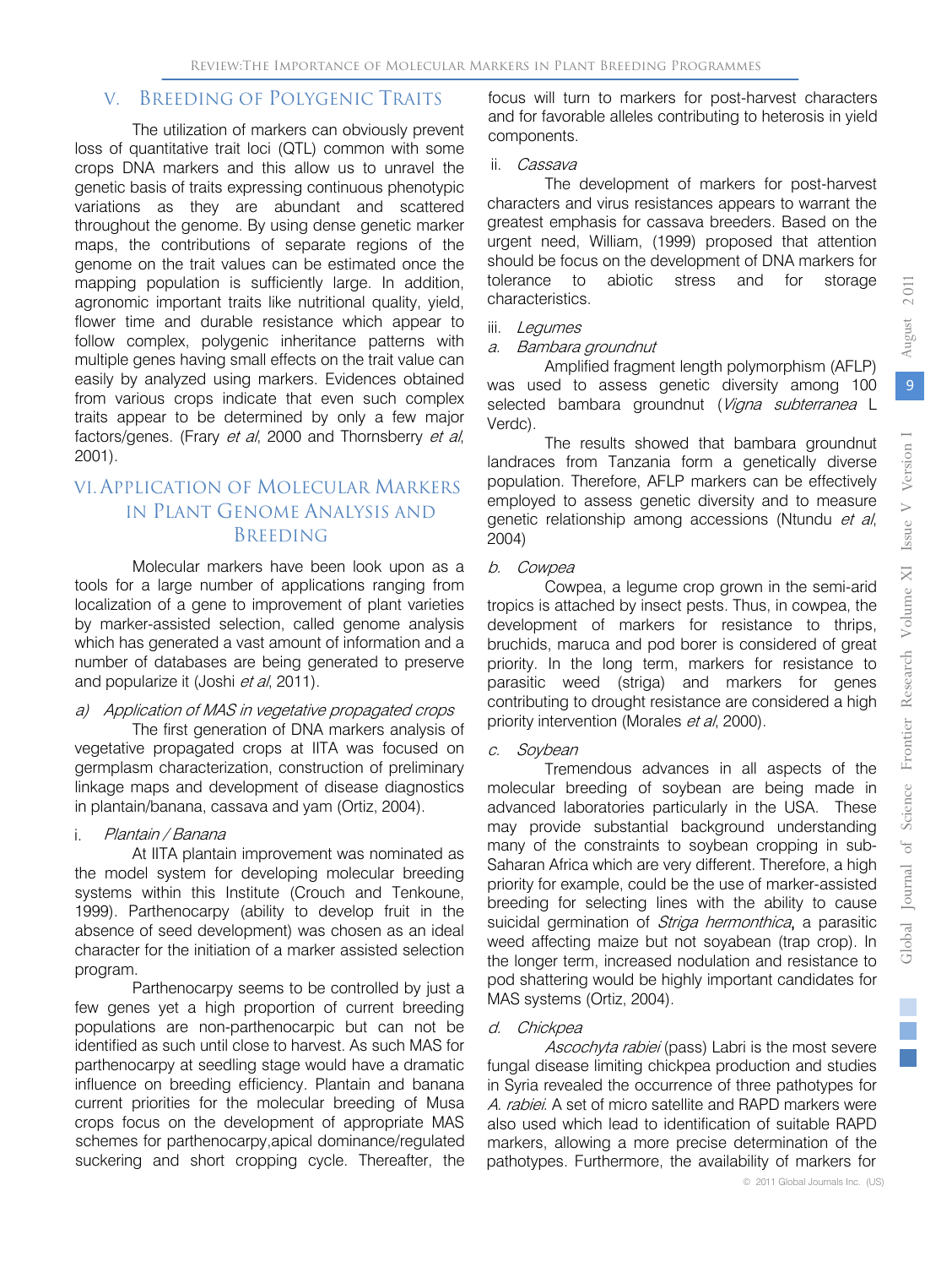## V. Breeding of Polygenic Traits

The utilization of markers can obviously prevent loss of quantitative trait loci (QTL) common with some crops DNA markers and this allow us to unravel the genetic basis of traits expressing continuous phenotypic variations as they are abundant and scattered throughout the genome. By using dense genetic marker maps, the contributions of separate regions of the genome on the trait values can be estimated once the mapping population is sufficiently large. In addition, agronomic important traits like nutritional quality, yield, flower time and durable resistance which appear to follow complex, polygenic inheritance patterns with multiple genes having small effects on the trait value can easily by analyzed using markers. Evidences obtained from various crops indicate that even such complex traits appear to be determined by only a few major factors/genes. (Frary *et al*, 2000 and Thornsberry *et al*, 2001).

## VI. Application of Molecular Markers in Plant Genome Analysis and Breeding

Molecular markers have been look upon as a tools for a large number of applications ranging from localization of a gene to improvement of plant varieties by marker-assisted selection, called genome analysis which has generated a vast amount of information and a number of databases are being generated to preserve and popularize it (Joshi *et al*, 2011).

### a) *Application of MAS in vegetative propagated crops*

The first generation of DNA markers analysis of vegetative propagated crops at IITA was focused on germplasm characterization, construction of preliminary linkage maps and development of disease diagnostics in plantain/banana, cassava and yam (Ortiz, 2004).

#### i. *Plantain / Banana*

At IITA plantain improvement was nominated as the model system for developing molecular breeding systems within this Institute (Crouch and Tenkoune, 1999). Parthenocarpy (ability to develop fruit in the absence of seed development) was chosen as an ideal character for the initiation of a marker assisted selection program.

Parthenocarpy seems to be controlled by just a few genes yet a high proportion of current breeding populations are non-parthenocarpic but can not be identified as such until close to harvest. As such MAS for parthenocarpy at seedling stage would have a dramatic influence on breeding efficiency. Plantain and banana current priorities for the molecular breeding of Musa crops focus on the development of appropriate MAS schemes for parthenocarpy,apical dominance/regulated suckering and short cropping cycle. Thereafter, the focus will turn to markers for post-harvest characters and for favorable alleles contributing to heterosis in yield components.

#### ii. *Cassava*

The development of markers for post-harvest characters and virus resistances appears to warrant the greatest emphasis for cassava breeders. Based on the urgent need, William, (1999) proposed that attention should be focus on the development of DNA markers for tolerance to abiotic stress and for storage characteristics.

#### iii. *Legumes*

##### a. *Bambara groundnut*

Amplified fragment length polymorphism (AFLP) was used to assess genetic diversity among 100 selected bambara groundnut (*Vigna subterranea* L Verdc).

The results showed that bambara groundnut landraces from Tanzania form a genetically diverse population. Therefore, AFLP markers can be effectively employed to assess genetic diversity and to measure genetic relationship among accessions (Ntundu *et al*, 2004)

##### b. *Cowpea*

Cowpea, a legume crop grown in the semi-arid tropics is attached by insect pests. Thus, in cowpea, the development of markers for resistance to thrips, bruchids, maruca and pod borer is considered of great priority. In the long term, markers for resistance to parasitic weed (striga) and markers for genes contributing to drought resistance are considered a high priority intervention (Morales *et al*, 2000).

##### c. *Soybean*

Tremendous advances in all aspects of the molecular breeding of soybean are being made in advanced laboratories particularly in the USA. These may provide substantial background understanding many of the constraints to soybean cropping in sub-Saharan Africa which are very different. Therefore, a high priority for example, could be the use of marker-assisted breeding for selecting lines with the ability to cause suicidal germination of *Striga hermonthica***,** a parasitic weed affecting maize but not soyabean (trap crop). In the longer term, increased nodulation and resistance to pod shattering would be highly important candidates for MAS systems (Ortiz, 2004).

##### d. *Chickpea*

*Ascochyta rabiei* (pass) Labri is the most severe fungal disease limiting chickpea production and studies in Syria revealed the occurrence of three pathotypes for *A. rabiei*. A set of micro satellite and RAPD markers were also used which lead to identification of suitable RAPD markers, allowing a more precise determination of the pathotypes. Furthermore, the availability of markers for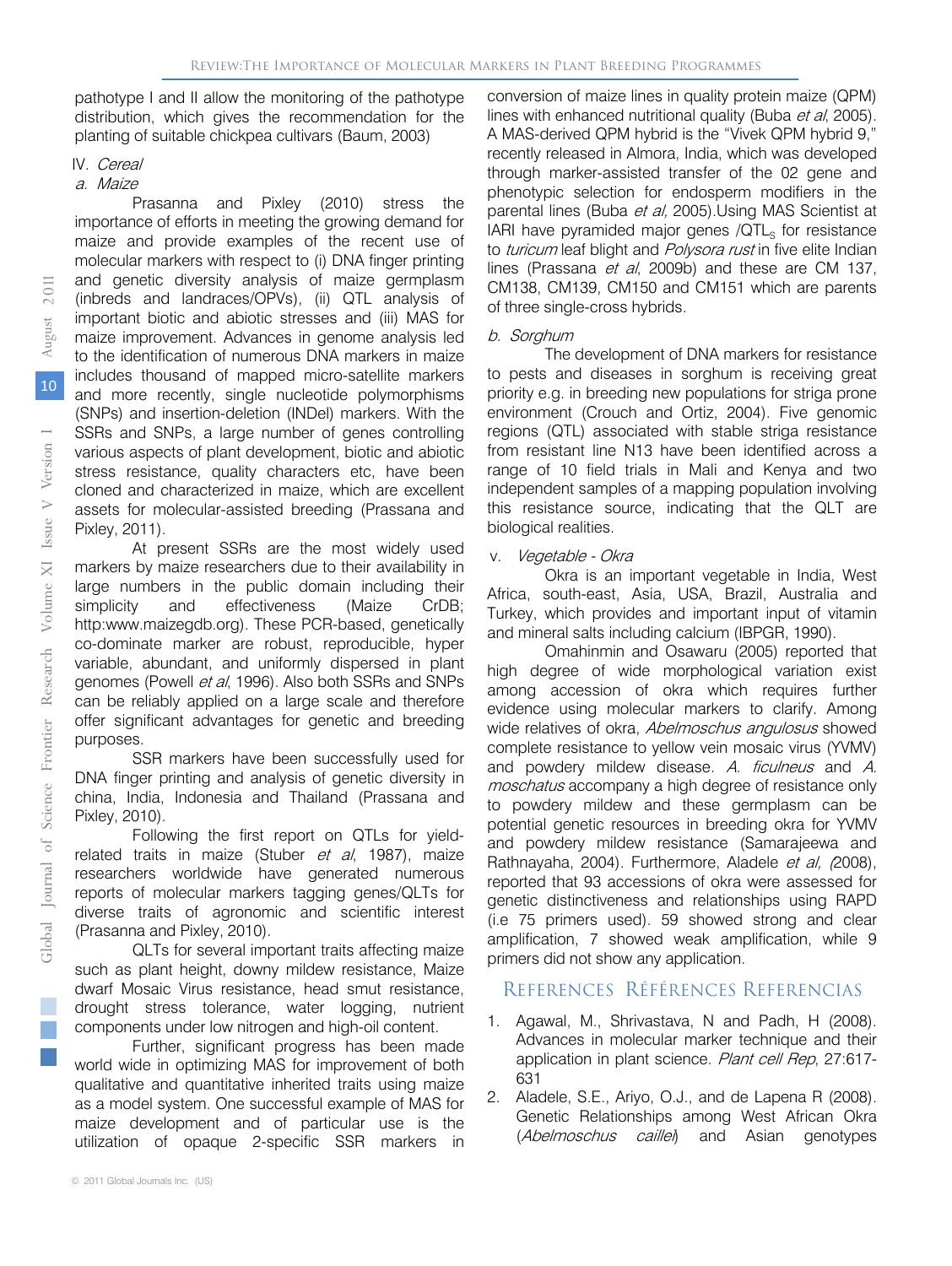pathotype I and II allow the monitoring of the pathotype distribution, which gives the recommendation for the planting of suitable chickpea cultivars (Baum, 2003)

IV. *Cereal*

*a. Maize*

Prasanna and Pixley (2010) stress the importance of efforts in meeting the growing demand for maize and provide examples of the recent use of molecular markers with respect to (i) DNA finger printing and genetic diversity analysis of maize germplasm (inbreds and landraces/OPVs), (ii) QTL analysis of important biotic and abiotic stresses and (iii) MAS for maize improvement. Advances in genome analysis led to the identification of numerous DNA markers in maize includes thousand of mapped micro-satellite markers and more recently, single nucleotide polymorphisms (SNPs) and insertion-deletion (INDel) markers. With the SSRs and SNPs, a large number of genes controlling various aspects of plant development, biotic and abiotic stress resistance, quality characters etc, have been cloned and characterized in maize, which are excellent assets for molecular-assisted breeding (Prassana and Pixley, 2011).

At present SSRs are the most widely used markers by maize researchers due to their availability in large numbers in the public domain including their simplicity and effectiveness (Maize CrDB; http:www.maizegdb.org). These PCR-based, genetically co-dominate marker are robust, reproducible, hyper variable, abundant, and uniformly dispersed in plant genomes (Powell *et al*, 1996). Also both SSRs and SNPs can be reliably applied on a large scale and therefore offer significant advantages for genetic and breeding purposes.

SSR markers have been successfully used for DNA finger printing and analysis of genetic diversity in china, India, Indonesia and Thailand (Prassana and Pixley, 2010).

Following the first report on QTLs for yield-related traits in maize (Stuber *et al*, 1987), maize researchers worldwide have generated numerous reports of molecular markers tagging genes/QLTs for diverse traits of agronomic and scientific interest (Prasanna and Pixley, 2010).

QLTs for several important traits affecting maize such as plant height, downy mildew resistance, Maize dwarf Mosaic Virus resistance, head smut resistance, drought stress tolerance, water logging, nutrient components under low nitrogen and high-oil content.

Further, significant progress has been made world wide in optimizing MAS for improvement of both qualitative and quantitative inherited traits using maize as a model system. One successful example of MAS for maize development and of particular use is the utilization of opaque 2-specific SSR markers in conversion of maize lines in quality protein maize (QPM) lines with enhanced nutritional quality (Buba *et al*, 2005). A MAS-derived QPM hybrid is the "Vivek QPM hybrid 9," recently released in Almora, India, which was developed through marker-assisted transfer of the 02 gene and phenotypic selection for endosperm modifiers in the parental lines (Buba *et al*, 2005).Using MAS Scientist at IARI have pyramided major genes /QTL$_s$ for resistance to *turicum* leaf blight and *Polysora rust* in five elite Indian lines (Prassana *et al*, 2009b) and these are CM 137, CM138, CM139, CM150 and CM151 which are parents of three single-cross hybrids.

*b. Sorghum*

The development of DNA markers for resistance to pests and diseases in sorghum is receiving great priority e.g. in breeding new populations for striga prone environment (Crouch and Ortiz, 2004). Five genomic regions (QTL) associated with stable striga resistance from resistant line N13 have been identified across a range of 10 field trials in Mali and Kenya and two independent samples of a mapping population involving this resistance source, indicating that the QLT are biological realities.

V. *Vegetable - Okra*

Okra is an important vegetable in India, West Africa, south-east, Asia, USA, Brazil, Australia and Turkey, which provides and important input of vitamin and mineral salts including calcium (IBPGR, 1990).

Omahinmin and Osawaru (2005) reported that high degree of wide morphological variation exist among accession of okra which requires further evidence using molecular markers to clarify. Among wide relatives of okra, *Abelmoschus angulosus* showed complete resistance to yellow vein mosaic virus (YVMV) and powdery mildew disease. *A. ficulneus* and *A. moschatus* accompany a high degree of resistance only to powdery mildew and these germplasm can be potential genetic resources in breeding okra for YVMV and powdery mildew resistance (Samarajeewa and Rathnayaha, 2004). Furthermore, Aladele *et al, (*2008), reported that 93 accessions of okra were assessed for genetic distinctiveness and relationships using RAPD (i.e 75 primers used). 59 showed strong and clear amplification, 7 showed weak amplification, while 9 primers did not show any application.

## References Références Referencias

1. Agawal, M., Shrivastava, N and Padh, H (2008). Advances in molecular marker technique and their application in plant science. *Plant cell Rep*, 27:617-631
2. Aladele, S.E., Ariyo, O.J., and de Lapena R (2008). Genetic Relationships among West African Okra (*Abelmoschus caillei*) and Asian genotypes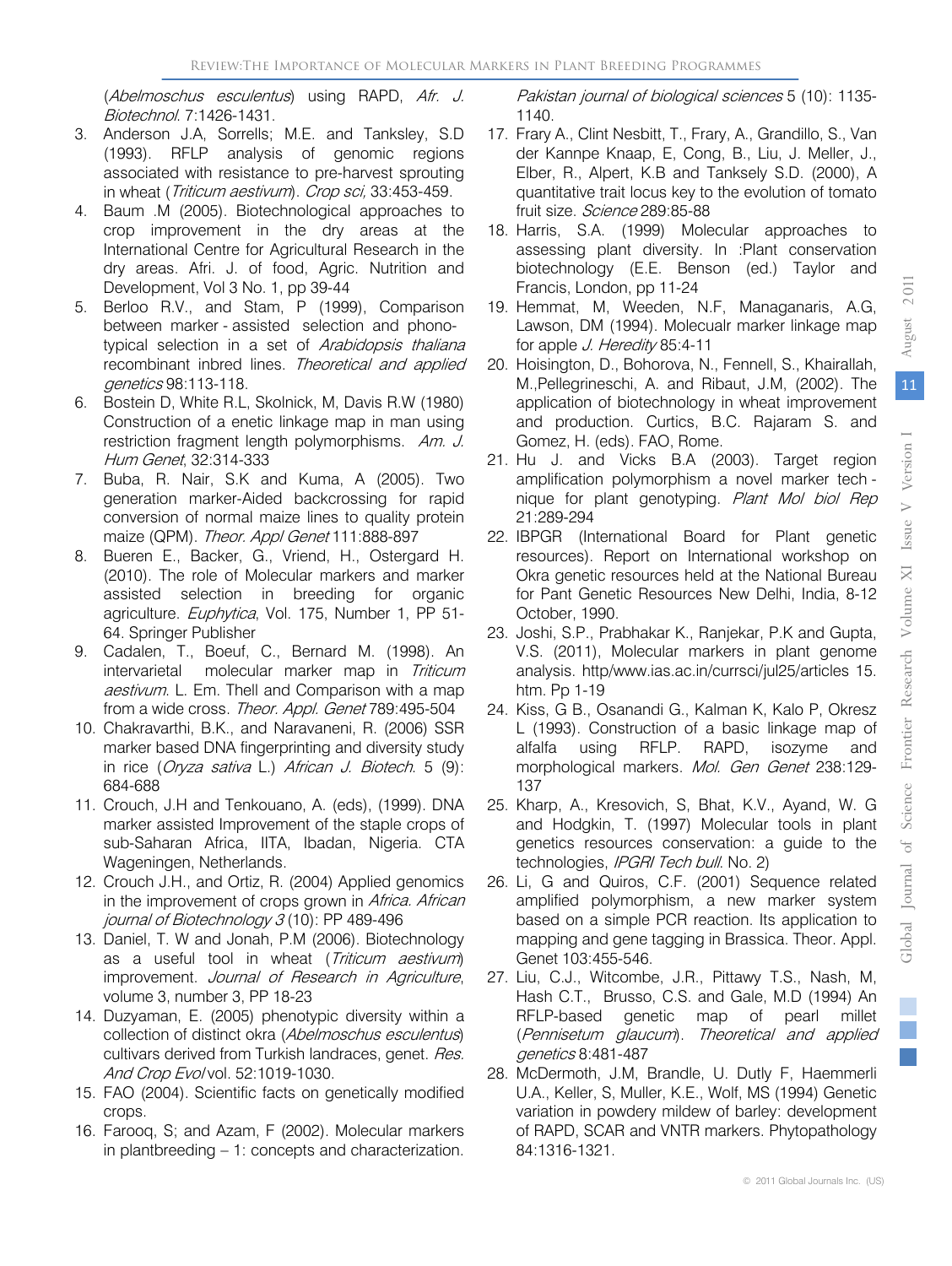(*Abelmoschus esculentus*) using RAPD, *Afr. J. Biotechnol*. 7:1426-1431.

3. Anderson J.A, Sorrells; M.E. and Tanksley, S.D (1993). RFLP analysis of genomic regions associated with resistance to pre-harvest sprouting in wheat (*Triticum aestivum*). *Crop sci*, 33:453-459.
4. Baum .M (2005). Biotechnological approaches to crop improvement in the dry areas at the International Centre for Agricultural Research in the dry areas. Afri. J. of food, Agric. Nutrition and Development, Vol 3 No. 1, pp 39-44
5. Berloo R.V., and Stam, P (1999), Comparison between marker - assisted selection and phono-typical selection in a set of *Arabidopsis thaliana* recombinant inbred lines. *Theoretical and applied genetics* 98:113-118.
6. Bostein D, White R.L, Skolnick, M, Davis R.W (1980) Construction of a enetic linkage map in man using restriction fragment length polymorphisms. *Am. J. Hum Genet*, 32:314-333
7. Buba, R. Nair, S.K and Kuma, A (2005). Two generation marker-Aided backcrossing for rapid conversion of normal maize lines to quality protein maize (QPM). *Theor. Appl Genet* 111:888-897
8. Bueren E., Backer, G., Vriend, H., Ostergard H. (2010). The role of Molecular markers and marker assisted selection in breeding for organic agriculture. *Euphytica*, Vol. 175, Number 1, PP 51-64. Springer Publisher
9. Cadalen, T., Boeuf, C., Bernard M. (1998). An intervarietal molecular marker map in *Triticum aestivum*. L. Em. Thell and Comparison with a map from a wide cross. *Theor. Appl. Genet* 789:495-504
10. Chakravarthi, B.K., and Naravaneni, R. (2006) SSR marker based DNA fingerprinting and diversity study in rice (*Oryza sativa* L.) *African J. Biotech*. 5 (9): 684-688
11. Crouch, J.H and Tenkouano, A. (eds), (1999). DNA marker assisted Improvement of the staple crops of sub-Saharan Africa, IITA, Ibadan, Nigeria. CTA Wageningen, Netherlands.
12. Crouch J.H., and Ortiz, R. (2004) Applied genomics in the improvement of crops grown in *Africa. African journal of Biotechnology 3* (10): PP 489-496
13. Daniel, T. W and Jonah, P.M (2006). Biotechnology as a useful tool in wheat (*Triticum aestivum*) improvement. *Journal of Research in Agriculture*, volume 3, number 3, PP 18-23
14. Duzyaman, E. (2005) phenotypic diversity within a collection of distinct okra (*Abelmoschus esculentus*) cultivars derived from Turkish landraces, genet. *Res. And Crop Evol* vol. 52:1019-1030.
15. FAO (2004). Scientific facts on genetically modified crops.
16. Farooq, S; and Azam, F (2002). Molecular markers in plantbreeding – 1: concepts and characterization. *Pakistan journal of biological sciences* 5 (10): 1135-1140.
17. Frary A., Clint Nesbitt, T., Frary, A., Grandillo, S., Van der Kannpe Knaap, E, Cong, B., Liu, J. Meller, J., Elber, R., Alpert, K.B and Tanksely S.D. (2000), A quantitative trait locus key to the evolution of tomato fruit size. *Science* 289:85-88
18. Harris, S.A. (1999) Molecular approaches to assessing plant diversity. In :Plant conservation biotechnology (E.E. Benson (ed.) Taylor and Francis, London, pp 11-24
19. Hemmat, M, Weeden, N.F, Managanaris, A.G, Lawson, DM (1994). Molecualr marker linkage map for apple *J. Heredity* 85:4-11
20. Hoisington, D., Bohorova, N., Fennell, S., Khairallah, M.,Pellegrineschi, A. and Ribaut, J.M, (2002). The application of biotechnology in wheat improvement and production. Curtics, B.C. Rajaram S. and Gomez, H. (eds). FAO, Rome.
21. Hu J. and Vicks B.A (2003). Target region amplification polymorphism a novel marker tech - nique for plant genotyping. *Plant Mol biol Rep* 21:289-294
22. IBPGR (International Board for Plant genetic resources). Report on International workshop on Okra genetic resources held at the National Bureau for Pant Genetic Resources New Delhi, India, 8-12 October, 1990.
23. Joshi, S.P., Prabhakar K., Ranjekar, P.K and Gupta, V.S. (2011), Molecular markers in plant genome analysis. http/www.ias.ac.in/currsci/jul25/articles 15. htm. Pp 1-19
24. Kiss, G B., Osanandi G., Kalman K, Kalo P, Okresz L (1993). Construction of a basic linkage map of alfalfa using RFLP. RAPD, isozyme and morphological markers. *Mol. Gen Genet* 238:129-137
25. Kharp, A., Kresovich, S, Bhat, K.V., Ayand, W. G and Hodgkin, T. (1997) Molecular tools in plant genetics resources conservation: a guide to the technologies, *IPGRI Tech bull*. No. 2)
26. Li, G and Quiros, C.F. (2001) Sequence related amplified polymorphism, a new marker system based on a simple PCR reaction. Its application to mapping and gene tagging in Brassica. Theor. Appl. Genet 103:455-546.
27. Liu, C.J., Witcombe, J.R., Pittawy T.S., Nash, M, Hash C.T., Brusso, C.S. and Gale, M.D (1994) An RFLP-based genetic map of pearl millet (*Pennisetum glaucum*). *Theoretical and applied genetics* 8:481-487
28. McDermoth, J.M, Brandle, U. Dutly F, Haemmerli U.A., Keller, S, Muller, K.E., Wolf, MS (1994) Genetic variation in powdery mildew of barley: development of RAPD, SCAR and VNTR markers. Phytopathology 84:1316-1321.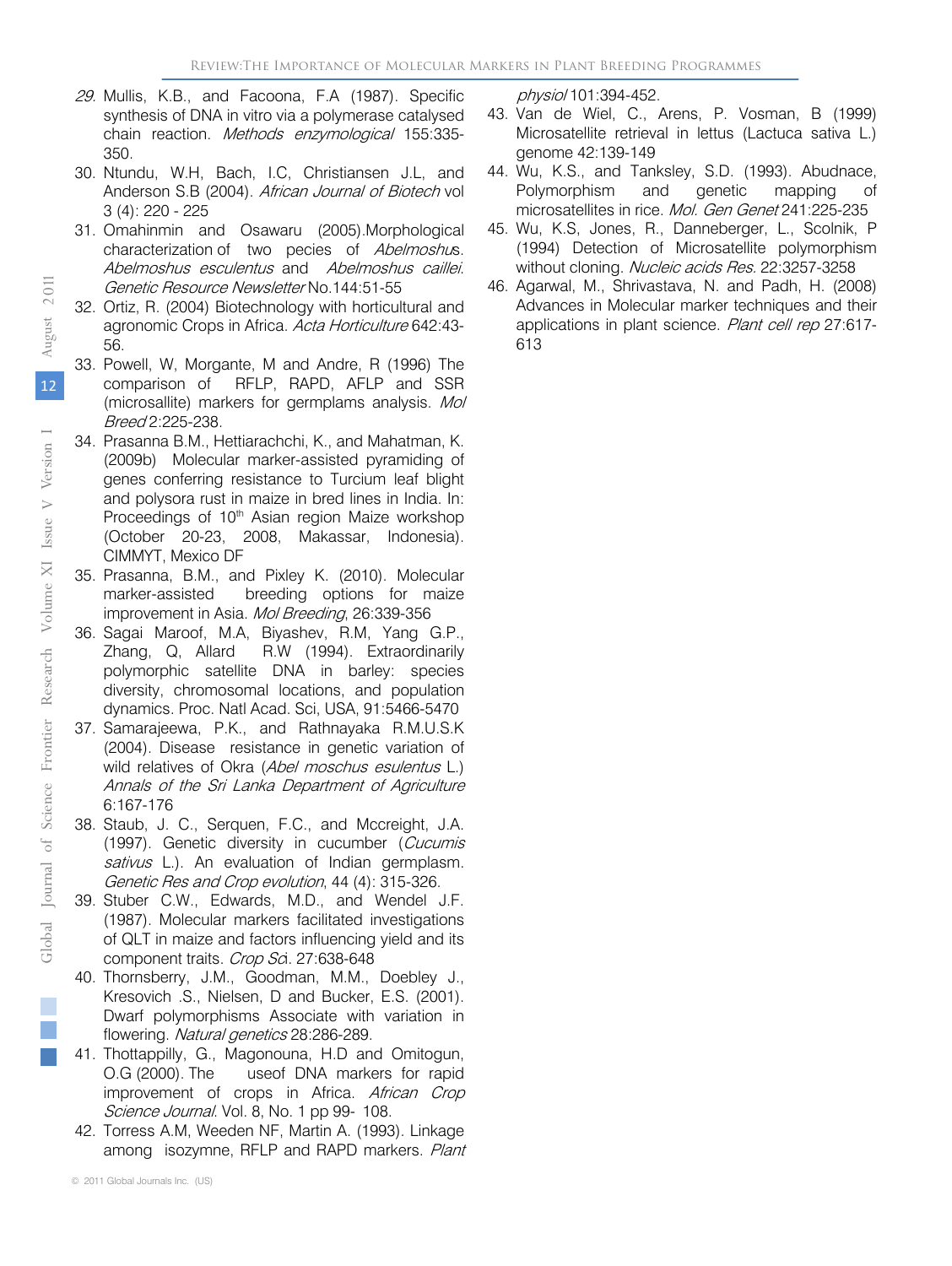29. Mullis, K.B., and Facoona, F.A (1987). Specific synthesis of DNA in vitro via a polymerase catalysed chain reaction. *Methods enzymological* 155:335-350.
30. Ntundu, W.H, Bach, I.C, Christiansen J.L, and Anderson S.B (2004). *African Journal of Biotech* vol 3 (4): 220 - 225
31. Omahinmin and Osawaru (2005).Morphological characterization of two pecies of *Abelmoshus*. *Abelmoshus esculentus* and *Abelmoshus caillei*. *Genetic Resource Newsletter* No.144:51-55
32. Ortiz, R. (2004) Biotechnology with horticultural and agronomic Crops in Africa. *Acta Horticulture* 642:43-56.
33. Powell, W, Morgante, M and Andre, R (1996) The comparison of RFLP, RAPD, AFLP and SSR (microsallite) markers for germplams analysis. *Mol Breed* 2:225-238.
34. Prasanna B.M., Hettiarachchi, K., and Mahatman, K. (2009b) Molecular marker-assisted pyramiding of genes conferring resistance to Turcium leaf blight and polysora rust in maize in bred lines in India. In: Proceedings of 10th Asian region Maize workshop (October 20-23, 2008, Makassar, Indonesia). CIMMYT, Mexico DF
35. Prasanna, B.M., and Pixley K. (2010). Molecular marker-assisted breeding options for maize improvement in Asia. *Mol Breeding*, 26:339-356
36. Sagai Maroof, M.A, Biyashev, R.M, Yang G.P., Zhang, Q, Allard R.W (1994). Extraordinarily polymorphic satellite DNA in barley: species diversity, chromosomal locations, and population dynamics. Proc. Natl Acad. Sci, USA, 91:5466-5470
37. Samarajeewa, P.K., and Rathnayaka R.M.U.S.K (2004). Disease resistance in genetic variation of wild relatives of Okra (*Abel moschus esulentus* L.) *Annals of the Sri Lanka Department of Agriculture* 6:167-176
38. Staub, J. C., Serquen, F.C., and Mccreight, J.A. (1997). Genetic diversity in cucumber (*Cucumis sativus* L.). An evaluation of Indian germplasm. *Genetic Res and Crop evolution*, 44 (4): 315-326.
39. Stuber C.W., Edwards, M.D., and Wendel J.F. (1987). Molecular markers facilitated investigations of QLT in maize and factors influencing yield and its component traits. *Crop Sci*. 27:638-648
40. Thornsberry, J.M., Goodman, M.M., Doebley J., Kresovich .S., Nielsen, D and Bucker, E.S. (2001). Dwarf polymorphisms Associate with variation in flowering. *Natural genetics* 28:286-289.
41. Thottappilly, G., Magonouna, H.D and Omitogun, O.G (2000). The useof DNA markers for rapid improvement of crops in Africa. *African Crop Science Journal*. Vol. 8, No. 1 pp 99- 108.
42. Torress A.M, Weeden NF, Martin A. (1993). Linkage among isozymne, RFLP and RAPD markers. *Plant physiol* 101:394-452.
43. Van de Wiel, C., Arens, P. Vosman, B (1999) Microsatellite retrieval in lettus (Lactuca sativa L.) genome 42:139-149
44. Wu, K.S., and Tanksley, S.D. (1993). Abudnace, Polymorphism and genetic mapping of microsatellites in rice. *Mol. Gen Genet* 241:225-235
45. Wu, K.S, Jones, R., Danneberger, L., Scolnik, P (1994) Detection of Microsatellite polymorphism without cloning. *Nucleic acids Res*. 22:3257-3258
46. Agarwal, M., Shrivastava, N. and Padh, H. (2008) Advances in Molecular marker techniques and their applications in plant science. *Plant cell rep* 27:617-613